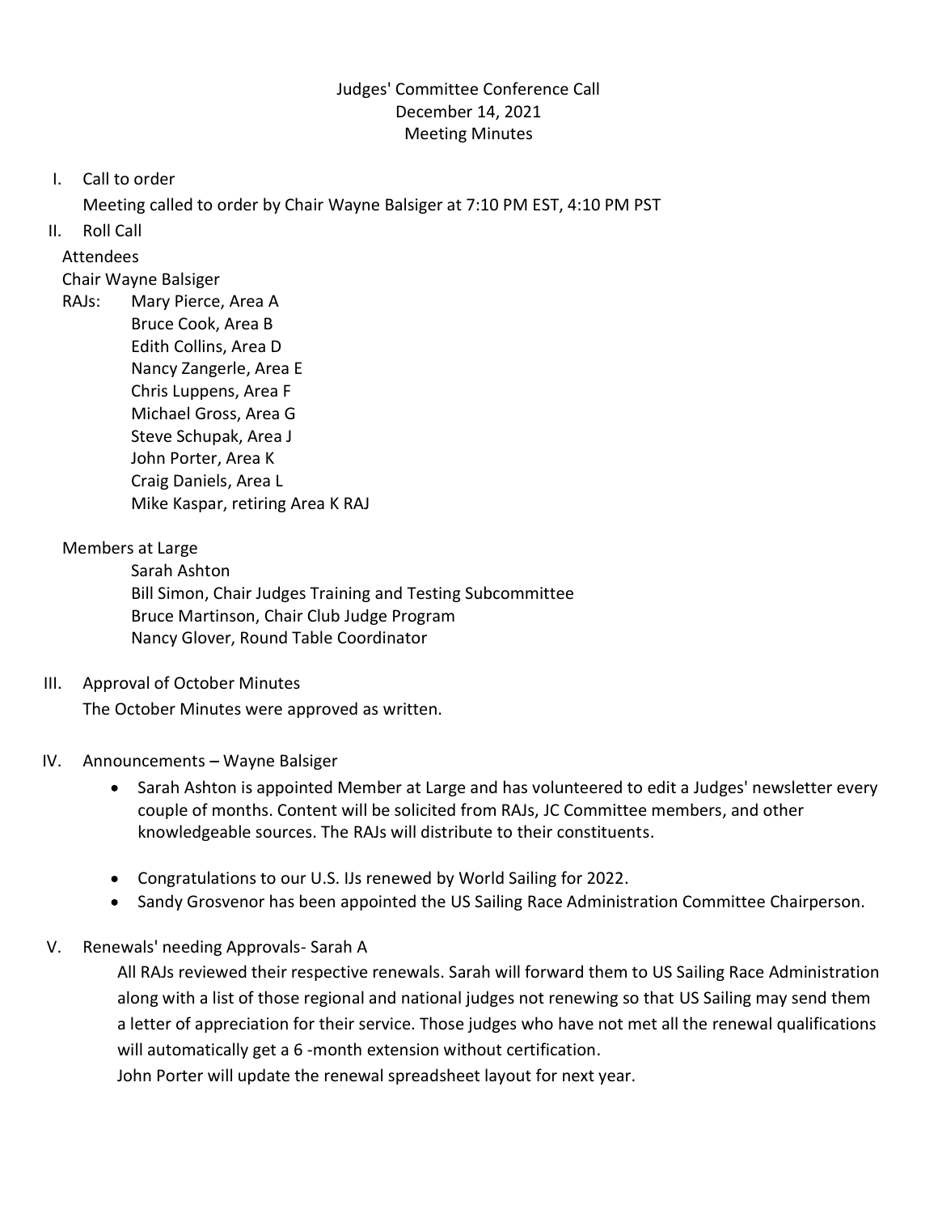Judges' Committee Conference Call
December 14, 2021
Meeting Minutes

I. Call to order

Meeting called to order by Chair Wayne Balsiger at 7:10 PM EST, 4:10 PM PST

II. Roll Call

Attendees

Chair Wayne Balsiger

RAJs:
- Mary Pierce, Area A
- Bruce Cook, Area B
- Edith Collins, Area D
- Nancy Zangerle, Area E
- Chris Luppens, Area F
- Michael Gross, Area G
- Steve Schupak, Area J
- John Porter, Area K
- Craig Daniels, Area L
- Mike Kaspar, retiring Area K RAJ

Members at Large
- Sarah Ashton
- Bill Simon, Chair Judges Training and Testing Subcommittee
- Bruce Martinson, Chair Club Judge Program
- Nancy Glover, Round Table Coordinator

III. Approval of October Minutes

The October Minutes were approved as written.

IV. Announcements – Wayne Balsiger

- Sarah Ashton is appointed Member at Large and has volunteered to edit a Judges' newsletter every couple of months. Content will be solicited from RAJs, JC Committee members, and other knowledgeable sources. The RAJs will distribute to their constituents.
- Congratulations to our U.S. IJs renewed by World Sailing for 2022.
- Sandy Grosvenor has been appointed the US Sailing Race Administration Committee Chairperson.

V. Renewals' needing Approvals- Sarah A

All RAJs reviewed their respective renewals. Sarah will forward them to US Sailing Race Administration along with a list of those regional and national judges not renewing so that US Sailing may send them a letter of appreciation for their service. Those judges who have not met all the renewal qualifications will automatically get a 6 -month extension without certification.

John Porter will update the renewal spreadsheet layout for next year.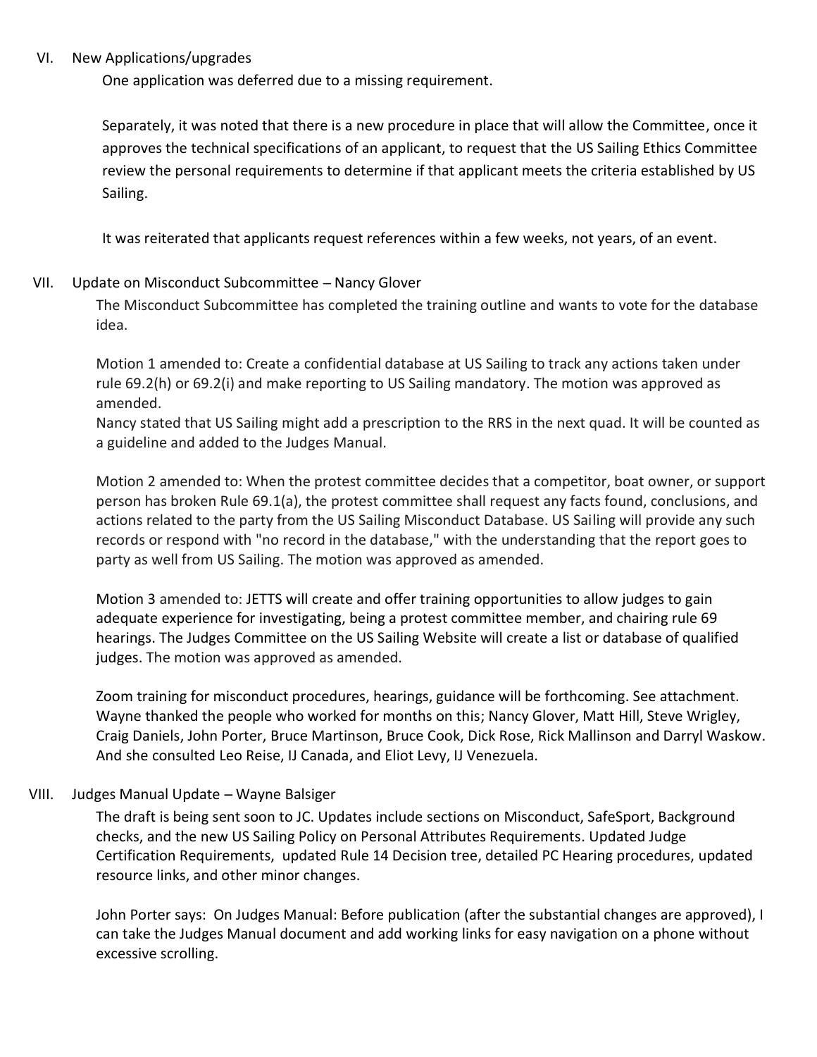## VI. New Applications/upgrades

One application was deferred due to a missing requirement.

Separately, it was noted that there is a new procedure in place that will allow the Committee, once it approves the technical specifications of an applicant, to request that the US Sailing Ethics Committee review the personal requirements to determine if that applicant meets the criteria established by US Sailing.

It was reiterated that applicants request references within a few weeks, not years, of an event.

## VII. Update on Misconduct Subcommittee – Nancy Glover

The Misconduct Subcommittee has completed the training outline and wants to vote for the database idea.

Motion 1 amended to: Create a confidential database at US Sailing to track any actions taken under rule 69.2(h) or 69.2(i) and make reporting to US Sailing mandatory. The motion was approved as amended.
Nancy stated that US Sailing might add a prescription to the RRS in the next quad. It will be counted as a guideline and added to the Judges Manual.

Motion 2 amended to: When the protest committee decides that a competitor, boat owner, or support person has broken Rule 69.1(a), the protest committee shall request any facts found, conclusions, and actions related to the party from the US Sailing Misconduct Database. US Sailing will provide any such records or respond with "no record in the database," with the understanding that the report goes to party as well from US Sailing. The motion was approved as amended.

Motion 3 amended to: JETTS will create and offer training opportunities to allow judges to gain adequate experience for investigating, being a protest committee member, and chairing rule 69 hearings. The Judges Committee on the US Sailing Website will create a list or database of qualified judges. The motion was approved as amended.

Zoom training for misconduct procedures, hearings, guidance will be forthcoming. See attachment. Wayne thanked the people who worked for months on this; Nancy Glover, Matt Hill, Steve Wrigley, Craig Daniels, John Porter, Bruce Martinson, Bruce Cook, Dick Rose, Rick Mallinson and Darryl Waskow. And she consulted Leo Reise, IJ Canada, and Eliot Levy, IJ Venezuela.

## VIII. Judges Manual Update – Wayne Balsiger

The draft is being sent soon to JC. Updates include sections on Misconduct, SafeSport, Background checks, and the new US Sailing Policy on Personal Attributes Requirements. Updated Judge Certification Requirements, updated Rule 14 Decision tree, detailed PC Hearing procedures, updated resource links, and other minor changes.

John Porter says: On Judges Manual: Before publication (after the substantial changes are approved), I can take the Judges Manual document and add working links for easy navigation on a phone without excessive scrolling.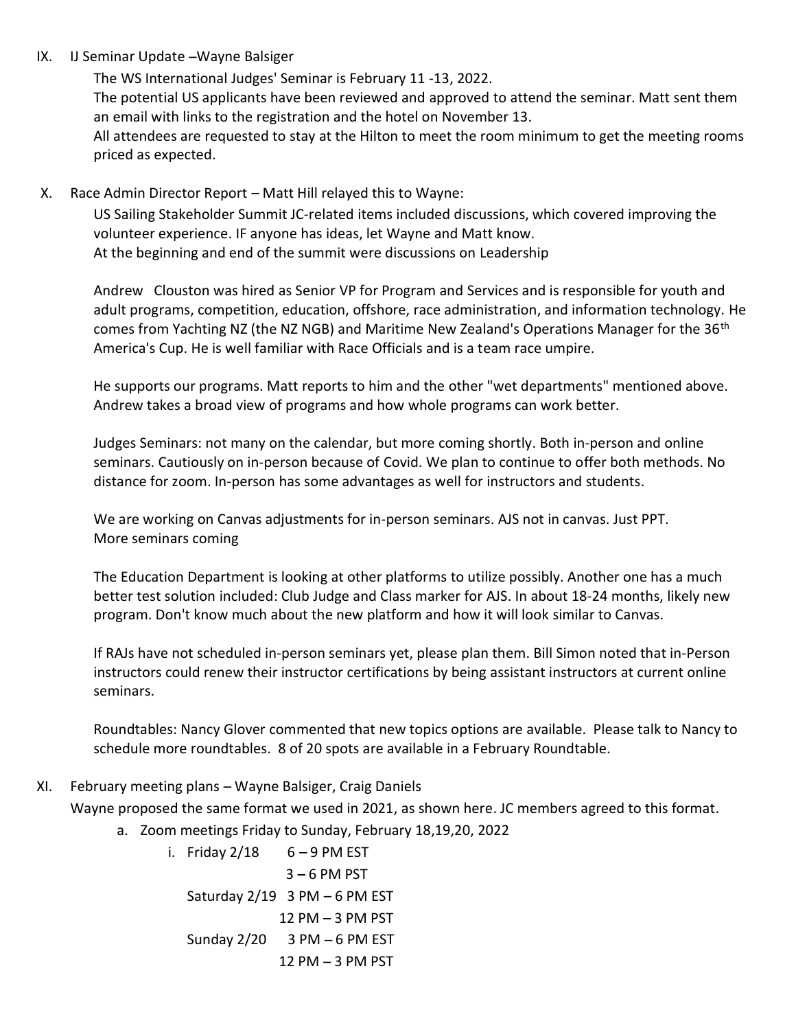IX. IJ Seminar Update –Wayne Balsiger

The WS International Judges' Seminar is February 11 -13, 2022.

The potential US applicants have been reviewed and approved to attend the seminar. Matt sent them an email with links to the registration and the hotel on November 13.

All attendees are requested to stay at the Hilton to meet the room minimum to get the meeting rooms priced as expected.

X. Race Admin Director Report – Matt Hill relayed this to Wayne:

US Sailing Stakeholder Summit JC-related items included discussions, which covered improving the volunteer experience. IF anyone has ideas, let Wayne and Matt know.

At the beginning and end of the summit were discussions on Leadership

Andrew Clouston was hired as Senior VP for Program and Services and is responsible for youth and adult programs, competition, education, offshore, race administration, and information technology. He comes from Yachting NZ (the NZ NGB) and Maritime New Zealand's Operations Manager for the 36th America's Cup. He is well familiar with Race Officials and is a team race umpire.

He supports our programs. Matt reports to him and the other "wet departments" mentioned above. Andrew takes a broad view of programs and how whole programs can work better.

Judges Seminars: not many on the calendar, but more coming shortly. Both in-person and online seminars. Cautiously on in-person because of Covid. We plan to continue to offer both methods. No distance for zoom. In-person has some advantages as well for instructors and students.

We are working on Canvas adjustments for in-person seminars. AJS not in canvas. Just PPT.
More seminars coming

The Education Department is looking at other platforms to utilize possibly. Another one has a much better test solution included: Club Judge and Class marker for AJS. In about 18-24 months, likely new program. Don't know much about the new platform and how it will look similar to Canvas.

If RAJs have not scheduled in-person seminars yet, please plan them. Bill Simon noted that in-Person instructors could renew their instructor certifications by being assistant instructors at current online seminars.

Roundtables: Nancy Glover commented that new topics options are available. Please talk to Nancy to schedule more roundtables. 8 of 20 spots are available in a February Roundtable.

XI. February meeting plans – Wayne Balsiger, Craig Daniels

Wayne proposed the same format we used in 2021, as shown here. JC members agreed to this format.

a. Zoom meetings Friday to Sunday, February 18,19,20, 2022
    i. Friday 2/18 6 – 9 PM EST
       3 – 6 PM PST
       Saturday 2/19 3 PM – 6 PM EST
       12 PM – 3 PM PST
       Sunday 2/20 3 PM – 6 PM EST
       12 PM – 3 PM PST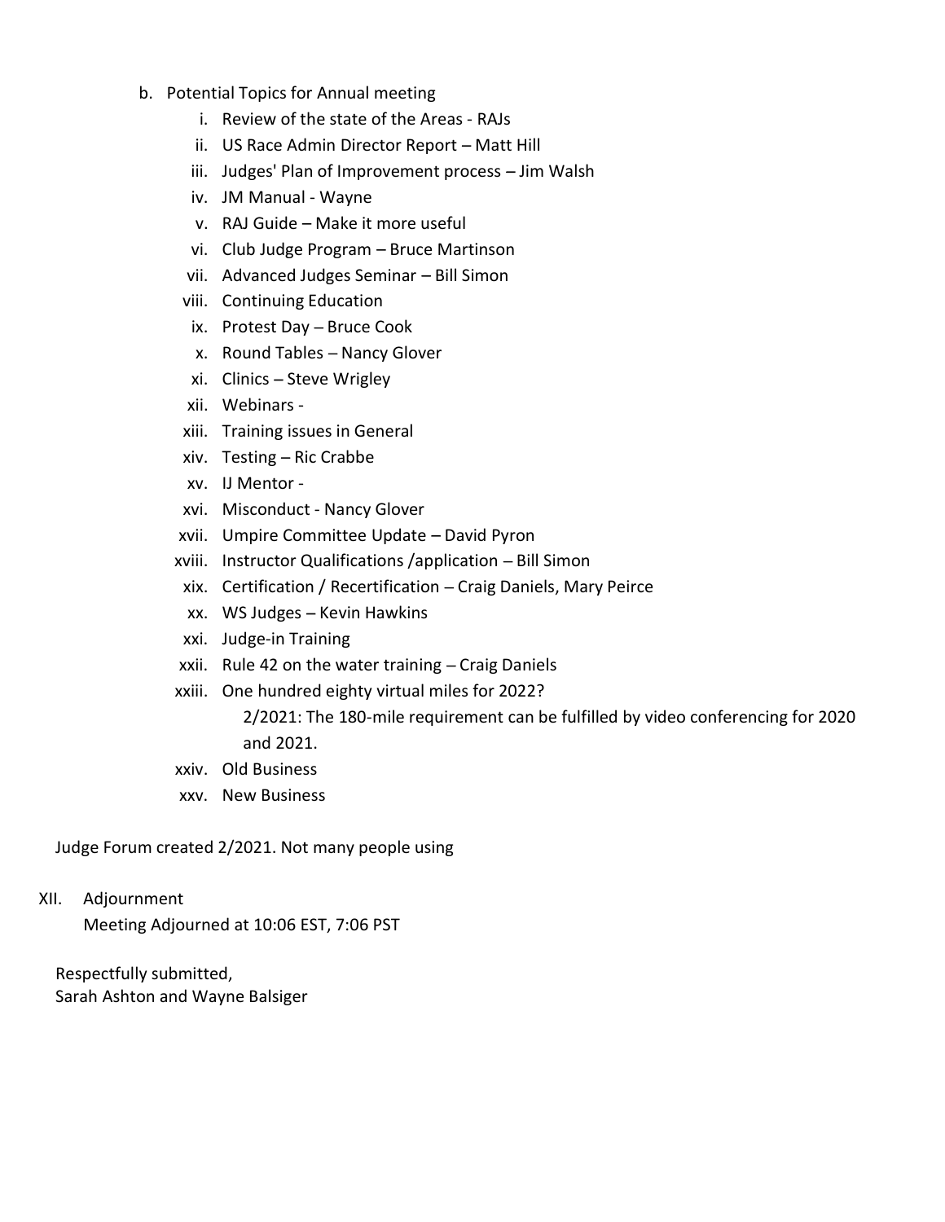b. Potential Topics for Annual meeting
   i. Review of the state of the Areas - RAJs
   ii. US Race Admin Director Report – Matt Hill
   iii. Judges' Plan of Improvement process – Jim Walsh
   iv. JM Manual - Wayne
   v. RAJ Guide – Make it more useful
   vi. Club Judge Program – Bruce Martinson
   vii. Advanced Judges Seminar – Bill Simon
   viii. Continuing Education
   ix. Protest Day – Bruce Cook
   x. Round Tables – Nancy Glover
   xi. Clinics – Steve Wrigley
   xii. Webinars -
   xiii. Training issues in General
   xiv. Testing – Ric Crabbe
   xv. IJ Mentor -
   xvi. Misconduct - Nancy Glover
   xvii. Umpire Committee Update – David Pyron
   xviii. Instructor Qualifications /application – Bill Simon
   xix. Certification / Recertification – Craig Daniels, Mary Peirce
   xx. WS Judges – Kevin Hawkins
   xxi. Judge-in Training
   xxii. Rule 42 on the water training – Craig Daniels
   xxiii. One hundred eighty virtual miles for 2022?
      2/2021: The 180-mile requirement can be fulfilled by video conferencing for 2020 and 2021.
   xxiv. Old Business
   xxv. New Business

Judge Forum created 2/2021. Not many people using

XII. Adjournment
   Meeting Adjourned at 10:06 EST, 7:06 PST

Respectfully submitted,
Sarah Ashton and Wayne Balsiger